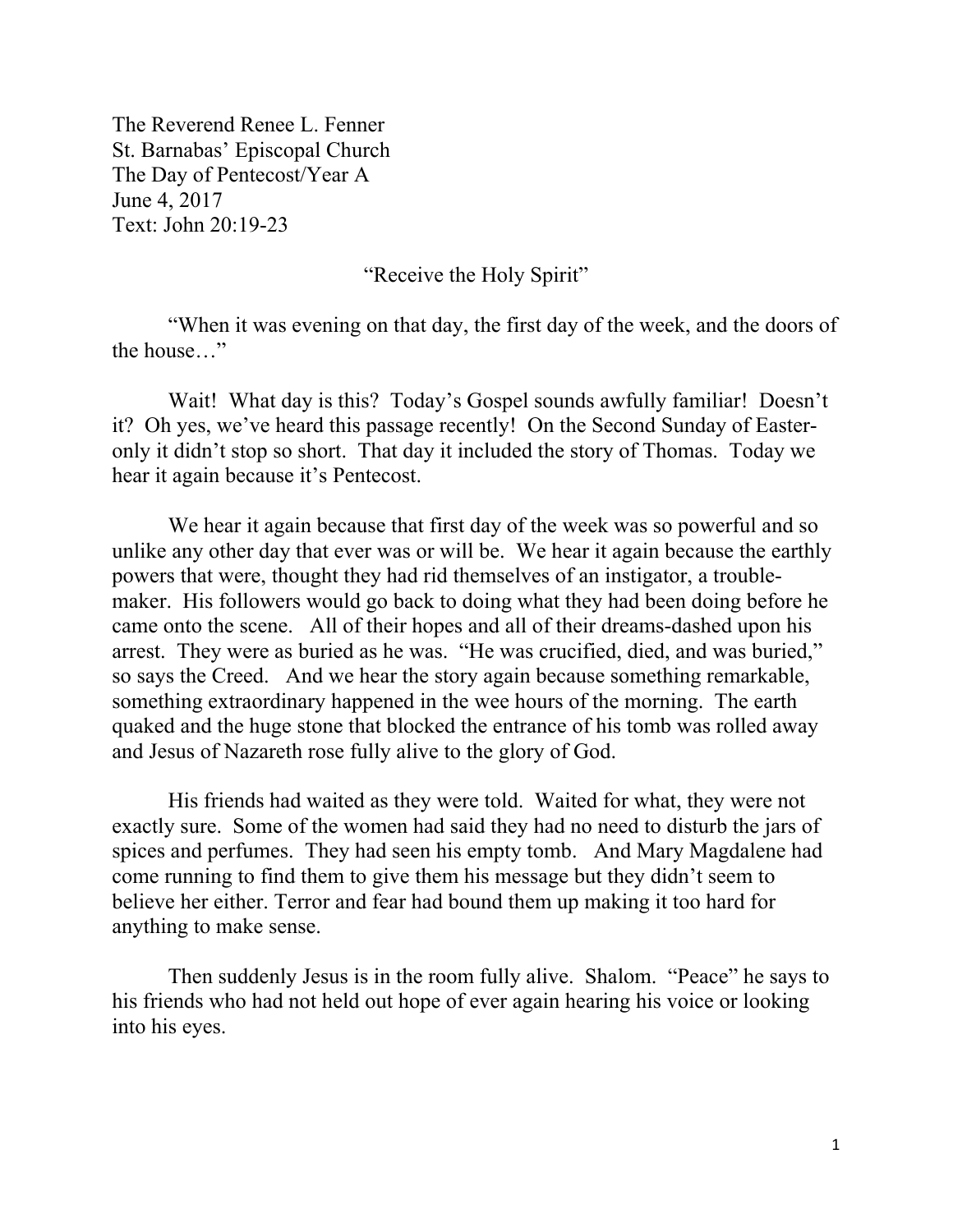The Reverend Renee L. Fenner
St. Barnabas' Episcopal Church
The Day of Pentecost/Year A
June 4, 2017
Text: John 20:19-23

## "Receive the Holy Spirit"

"When it was evening on that day, the first day of the week, and the doors of the house…"

Wait! What day is this? Today's Gospel sounds awfully familiar! Doesn't it? Oh yes, we've heard this passage recently! On the Second Sunday of Easter- only it didn't stop so short. That day it included the story of Thomas. Today we hear it again because it's Pentecost.

We hear it again because that first day of the week was so powerful and so unlike any other day that ever was or will be. We hear it again because the earthly powers that were, thought they had rid themselves of an instigator, a trouble-maker. His followers would go back to doing what they had been doing before he came onto the scene. All of their hopes and all of their dreams-dashed upon his arrest. They were as buried as he was. "He was crucified, died, and was buried," so says the Creed. And we hear the story again because something remarkable, something extraordinary happened in the wee hours of the morning. The earth quaked and the huge stone that blocked the entrance of his tomb was rolled away and Jesus of Nazareth rose fully alive to the glory of God.

His friends had waited as they were told. Waited for what, they were not exactly sure. Some of the women had said they had no need to disturb the jars of spices and perfumes. They had seen his empty tomb. And Mary Magdalene had come running to find them to give them his message but they didn't seem to believe her either. Terror and fear had bound them up making it too hard for anything to make sense.

Then suddenly Jesus is in the room fully alive. Shalom. "Peace" he says to his friends who had not held out hope of ever again hearing his voice or looking into his eyes.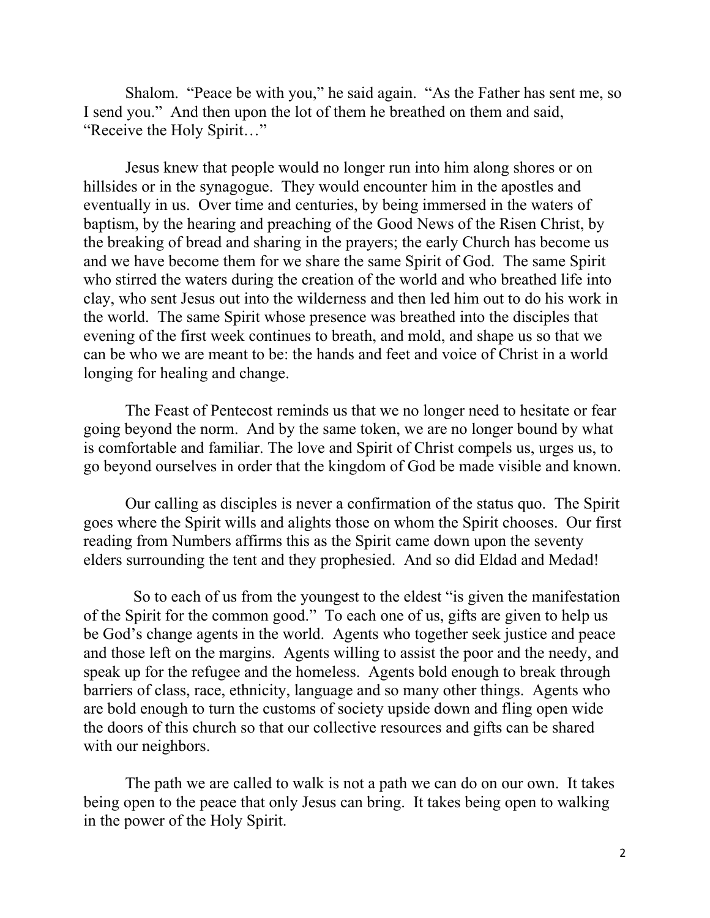Shalom. "Peace be with you," he said again. "As the Father has sent me, so I send you." And then upon the lot of them he breathed on them and said, "Receive the Holy Spirit…"

Jesus knew that people would no longer run into him along shores or on hillsides or in the synagogue. They would encounter him in the apostles and eventually in us. Over time and centuries, by being immersed in the waters of baptism, by the hearing and preaching of the Good News of the Risen Christ, by the breaking of bread and sharing in the prayers; the early Church has become us and we have become them for we share the same Spirit of God. The same Spirit who stirred the waters during the creation of the world and who breathed life into clay, who sent Jesus out into the wilderness and then led him out to do his work in the world. The same Spirit whose presence was breathed into the disciples that evening of the first week continues to breath, and mold, and shape us so that we can be who we are meant to be: the hands and feet and voice of Christ in a world longing for healing and change.

The Feast of Pentecost reminds us that we no longer need to hesitate or fear going beyond the norm. And by the same token, we are no longer bound by what is comfortable and familiar. The love and Spirit of Christ compels us, urges us, to go beyond ourselves in order that the kingdom of God be made visible and known.

Our calling as disciples is never a confirmation of the status quo. The Spirit goes where the Spirit wills and alights those on whom the Spirit chooses. Our first reading from Numbers affirms this as the Spirit came down upon the seventy elders surrounding the tent and they prophesied. And so did Eldad and Medad!

So to each of us from the youngest to the eldest "is given the manifestation of the Spirit for the common good." To each one of us, gifts are given to help us be God's change agents in the world. Agents who together seek justice and peace and those left on the margins. Agents willing to assist the poor and the needy, and speak up for the refugee and the homeless. Agents bold enough to break through barriers of class, race, ethnicity, language and so many other things. Agents who are bold enough to turn the customs of society upside down and fling open wide the doors of this church so that our collective resources and gifts can be shared with our neighbors.

The path we are called to walk is not a path we can do on our own. It takes being open to the peace that only Jesus can bring. It takes being open to walking in the power of the Holy Spirit.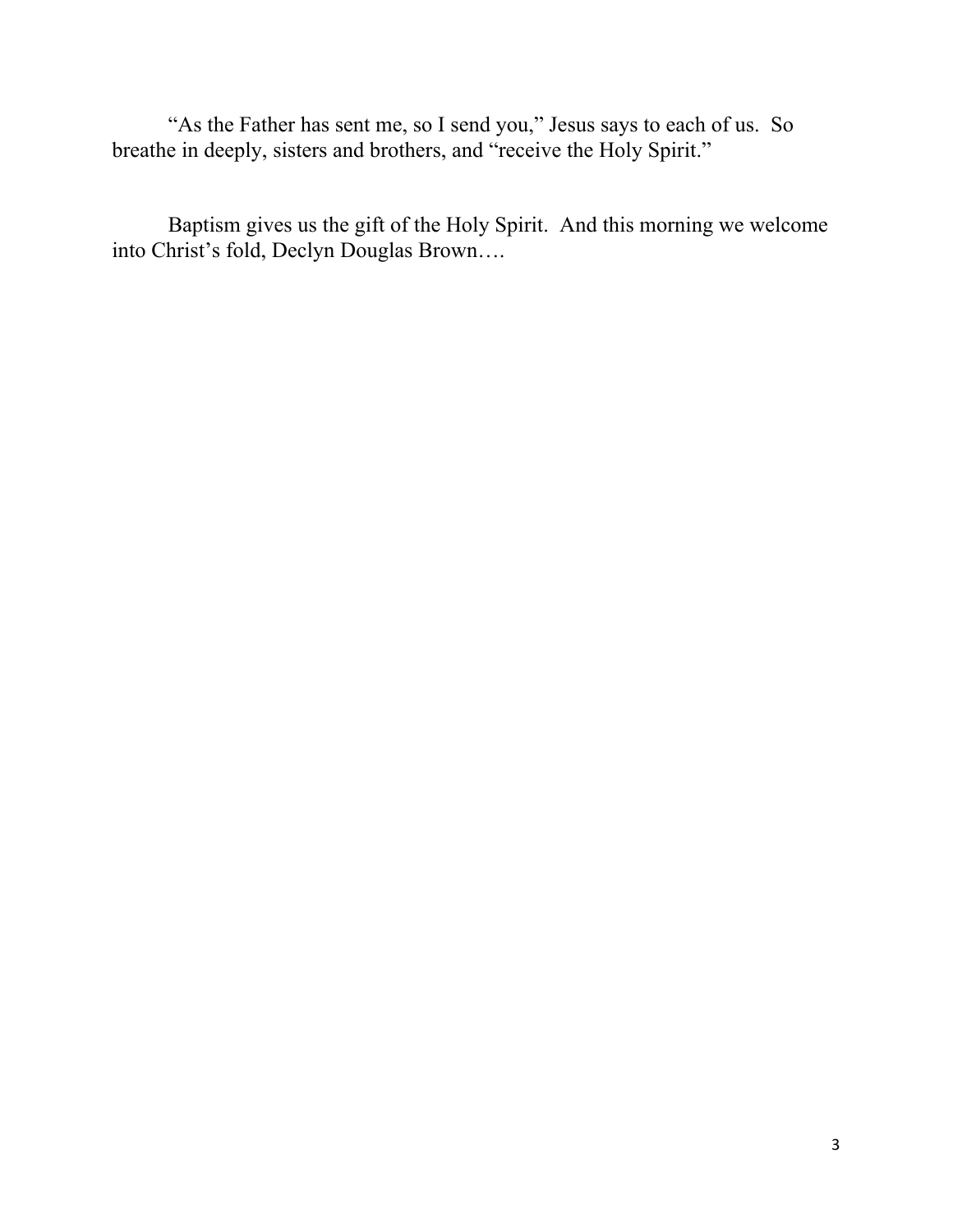"As the Father has sent me, so I send you," Jesus says to each of us. So breathe in deeply, sisters and brothers, and "receive the Holy Spirit."

Baptism gives us the gift of the Holy Spirit. And this morning we welcome into Christ's fold, Declyn Douglas Brown….